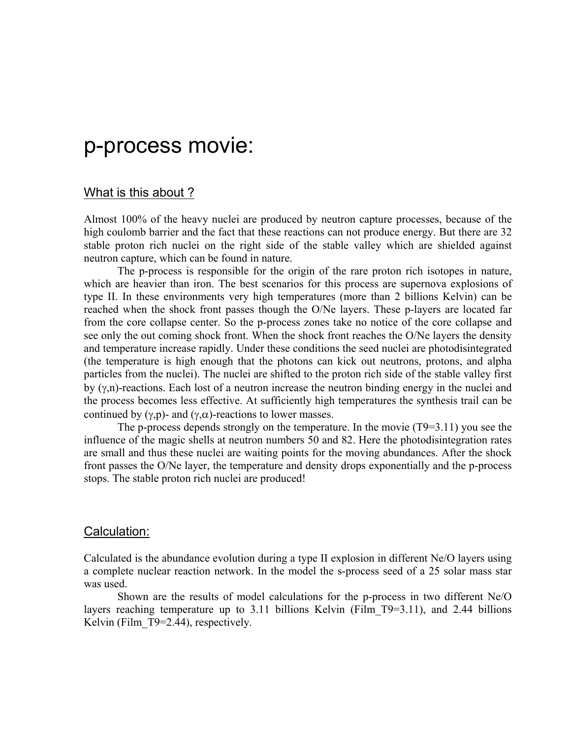# p-process movie:

## What is this about ?

Almost 100% of the heavy nuclei are produced by neutron capture processes, because of the high coulomb barrier and the fact that these reactions can not produce energy. But there are 32 stable proton rich nuclei on the right side of the stable valley which are shielded against neutron capture, which can be found in nature.

The p-process is responsible for the origin of the rare proton rich isotopes in nature, which are heavier than iron. The best scenarios for this process are supernova explosions of type II. In these environments very high temperatures (more than 2 billions Kelvin) can be reached when the shock front passes though the O/Ne layers. These p-layers are located far from the core collapse center. So the p-process zones take no notice of the core collapse and see only the out coming shock front. When the shock front reaches the O/Ne layers the density and temperature increase rapidly. Under these conditions the seed nuclei are photodisintegrated (the temperature is high enough that the photons can kick out neutrons, protons, and alpha particles from the nuclei). The nuclei are shifted to the proton rich side of the stable valley first by $(\gamma,n)$-reactions. Each lost of a neutron increase the neutron binding energy in the nuclei and the process becomes less effective. At sufficiently high temperatures the synthesis trail can be continued by $(\gamma,p)$- and $(\gamma,\alpha)$-reactions to lower masses.

The p-process depends strongly on the temperature. In the movie (T9=3.11) you see the influence of the magic shells at neutron numbers 50 and 82. Here the photodisintegration rates are small and thus these nuclei are waiting points for the moving abundances. After the shock front passes the O/Ne layer, the temperature and density drops exponentially and the p-process stops. The stable proton rich nuclei are produced!

## Calculation:

Calculated is the abundance evolution during a type II explosion in different Ne/O layers using a complete nuclear reaction network. In the model the s-process seed of a 25 solar mass star was used.

Shown are the results of model calculations for the p-process in two different Ne/O layers reaching temperature up to 3.11 billions Kelvin (Film_T9=3.11), and 2.44 billions Kelvin (Film_T9=2.44), respectively.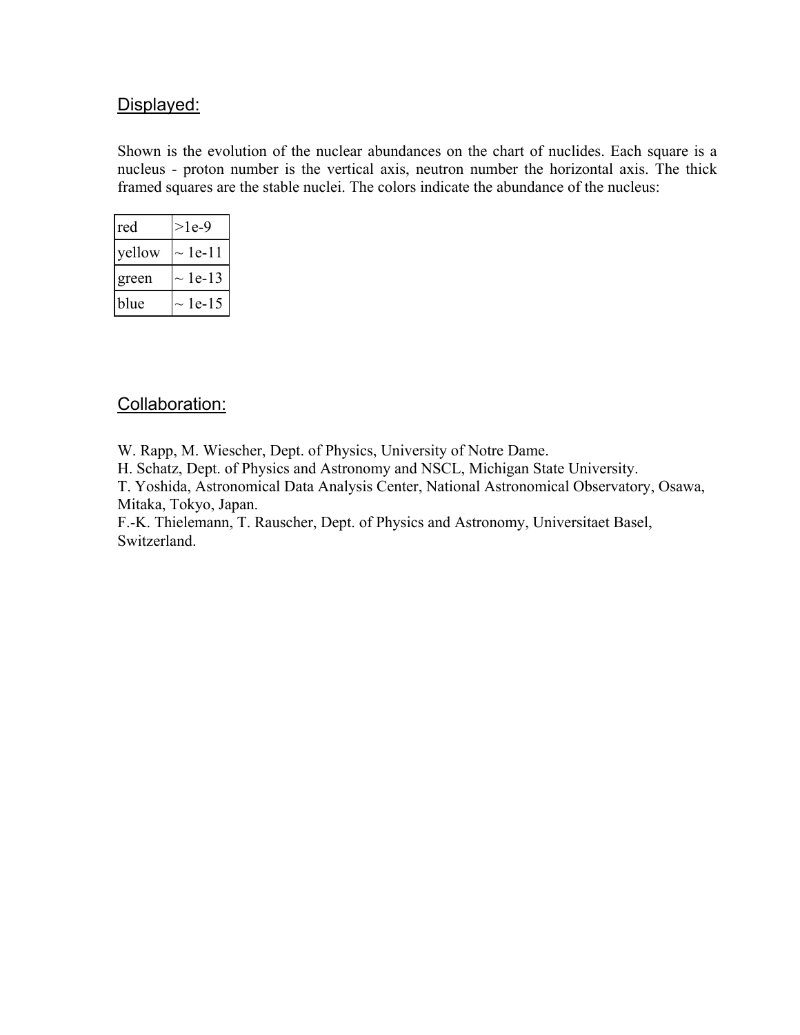## Displayed:

Shown is the evolution of the nuclear abundances on the chart of nuclides. Each square is a nucleus - proton number is the vertical axis, neutron number the horizontal axis. The thick framed squares are the stable nuclei. The colors indicate the abundance of the nucleus:

| | |
|---|---|
| red | >1e-9 |
| yellow | ~ 1e-11 |
| green | ~ 1e-13 |
| blue | ~ 1e-15 |

## Collaboration:

W. Rapp, M. Wiescher, Dept. of Physics, University of Notre Dame.
H. Schatz, Dept. of Physics and Astronomy and NSCL, Michigan State University.
T. Yoshida, Astronomical Data Analysis Center, National Astronomical Observatory, Osawa, Mitaka, Tokyo, Japan.
F.-K. Thielemann, T. Rauscher, Dept. of Physics and Astronomy, Universitaet Basel, Switzerland.